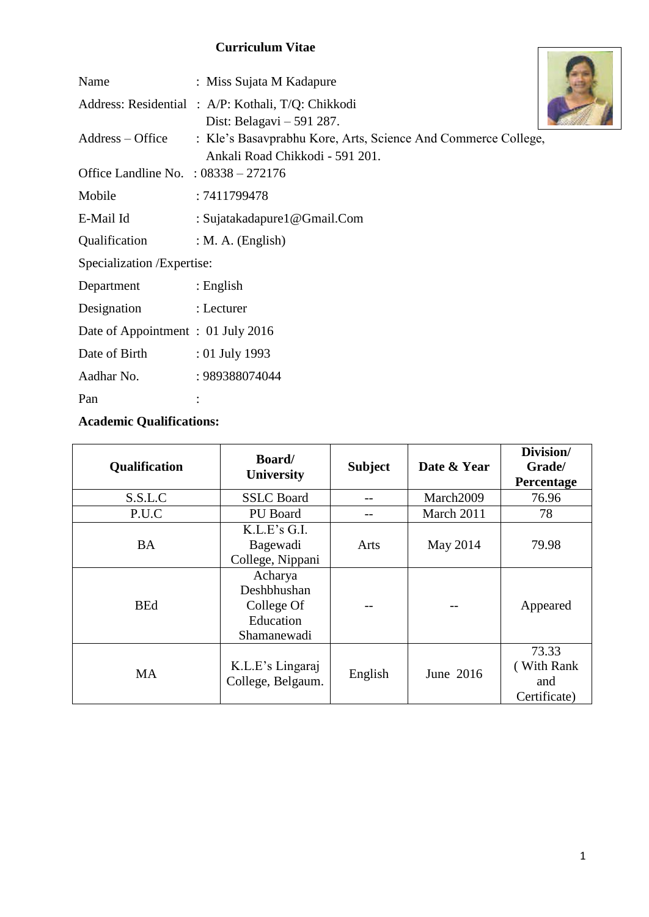# Curriculum Vitae

Name : Miss Sujata M Kadapure

Address: Residential : A/P: Kothali, T/Q: Chikkodi
Dist: Belagavi – 591 287.

Address – Office : Kle's Basavprabhu Kore, Arts, Science And Commerce College, Ankali Road Chikkodi - 591 201.

Office Landline No. : 08338 – 272176

Mobile : 7411799478

E-Mail Id : Sujatakadapure1@Gmail.Com

Qualification : M. A. (English)

Specialization /Expertise:

Department : English

Designation : Lecturer

Date of Appointment : 01 July 2016

Date of Birth : 01 July 1993

Aadhar No. : 989388074044

Pan :

**Academic Qualifications:**

| Qualification | Board/ University | Subject | Date & Year | Division/ Grade/ Percentage |
|---|---|---|---|---|
| S.S.L.C | SSLC Board | -- | March2009 | 76.96 |
| P.U.C | PU Board | -- | March 2011 | 78 |
| BA | K.L.E's G.I. Bagewadi College, Nippani | Arts | May 2014 | 79.98 |
| BEd | Acharya Deshbhushan College Of Education Shamanewadi | -- | -- | Appeared |
| MA | K.L.E's Lingaraj College, Belgaum. | English | June 2016 | 73.33 ( With Rank and Certificate) |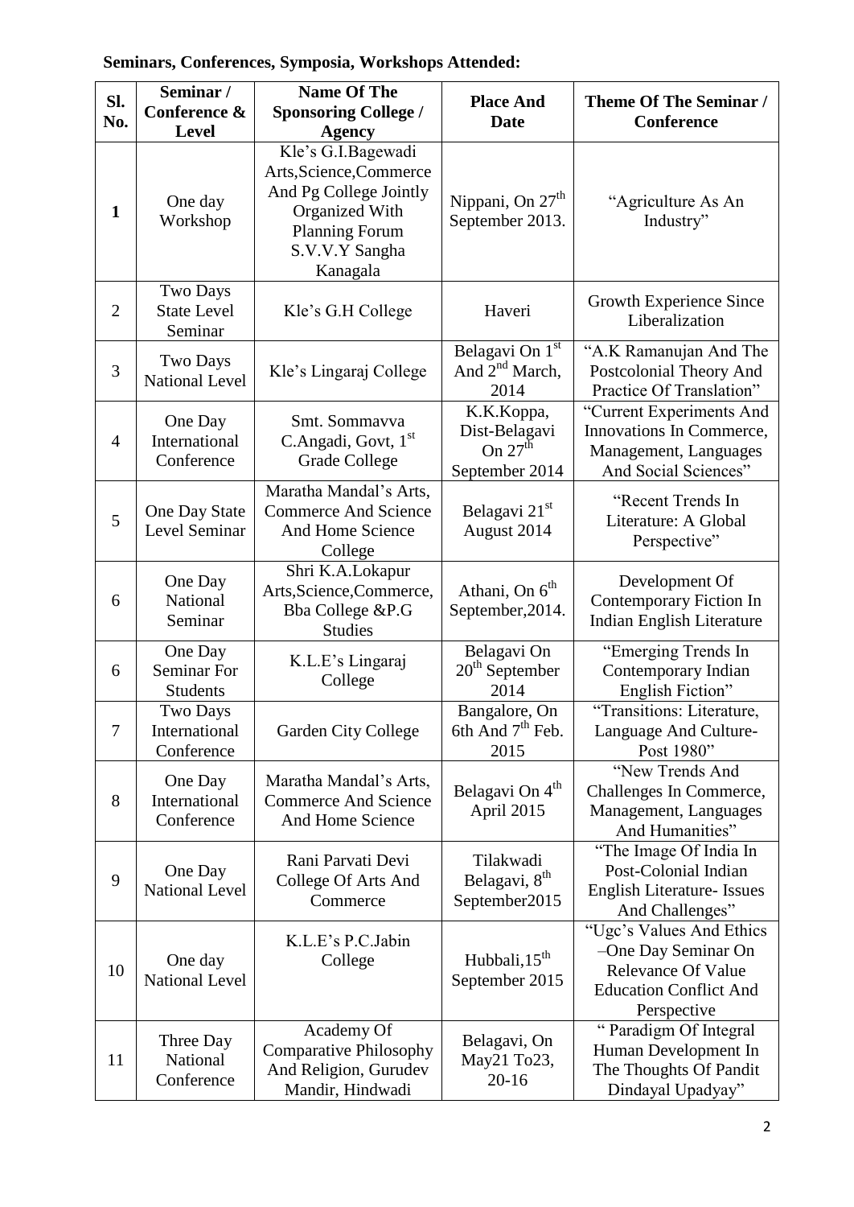**Seminars, Conferences, Symposia, Workshops Attended:**

| Sl. No. | Seminar / Conference & Level | Name Of The Sponsoring College / Agency | Place And Date | Theme Of The Seminar / Conference |
|---|---|---|---|---|
| **1** | One day Workshop | Kle's G.I.Bagewadi Arts,Science,Commerce And Pg College Jointly Organized With Planning Forum S.V.V.Y Sangha Kanagala | Nippani, On 27th September 2013. | "Agriculture As An Industry" |
| 2 | Two Days State Level Seminar | Kle's G.H College | Haveri | Growth Experience Since Liberalization |
| 3 | Two Days National Level | Kle's Lingaraj College | Belagavi On 1st And 2nd March, 2014 | "A.K Ramanujan And The Postcolonial Theory And Practice Of Translation" |
| 4 | One Day International Conference | Smt. Sommavva C.Angadi, Govt, 1st Grade College | K.K.Koppa, Dist-Belagavi On 27th September 2014 | "Current Experiments And Innovations In Commerce, Management, Languages And Social Sciences" |
| 5 | One Day State Level Seminar | Maratha Mandal's Arts, Commerce And Science And Home Science College | Belagavi 21st August 2014 | "Recent Trends In Literature: A Global Perspective" |
| 6 | One Day National Seminar | Shri K.A.Lokapur Arts,Science,Commerce, Bba College &P.G Studies | Athani, On 6th September,2014. | Development Of Contemporary Fiction In Indian English Literature |
| 6 | One Day Seminar For Students | K.L.E's Lingaraj College | Belagavi On 20th September 2014 | "Emerging Trends In Contemporary Indian English Fiction" |
| 7 | Two Days International Conference | Garden City College | Bangalore, On 6th And 7th Feb. 2015 | "Transitions: Literature, Language And Culture- Post 1980" |
| 8 | One Day International Conference | Maratha Mandal's Arts, Commerce And Science And Home Science | Belagavi On 4th April 2015 | "New Trends And Challenges In Commerce, Management, Languages And Humanities" |
| 9 | One Day National Level | Rani Parvati Devi College Of Arts And Commerce | Tilakwadi Belagavi, 8th September2015 | "The Image Of India In Post-Colonial Indian English Literature- Issues And Challenges" |
| 10 | One day National Level | K.L.E's P.C.Jabin College | Hubbali,15th September 2015 | "Ugc's Values And Ethics –One Day Seminar On Relevance Of Value Education Conflict And Perspective |
| 11 | Three Day National Conference | Academy Of Comparative Philosophy And Religion, Gurudev Mandir, Hindwadi | Belagavi, On May21 To23, 20-16 | " Paradigm Of Integral Human Development In The Thoughts Of Pandit Dindayal Upadyay" |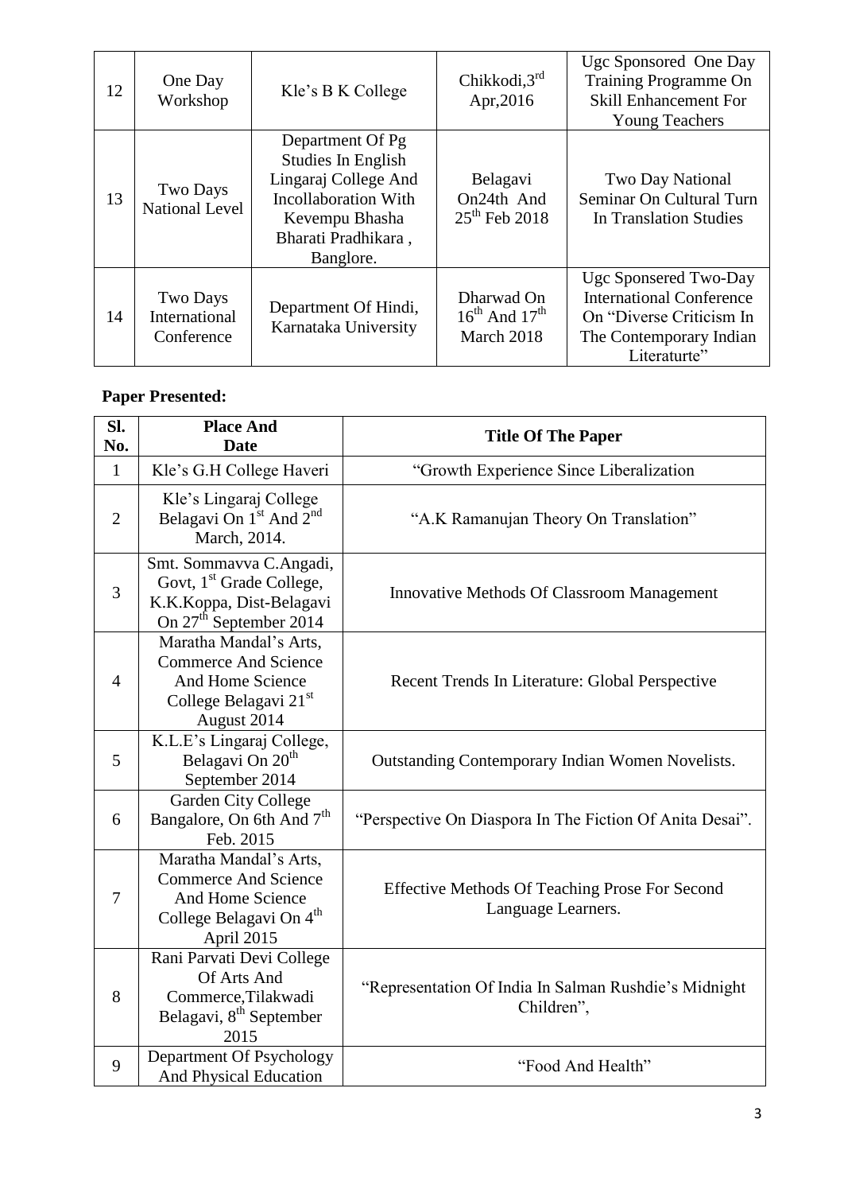| 12 | One Day Workshop | Kle's B K College | Chikkodi,3rd Apr,2016 | Ugc Sponsored One Day Training Programme On Skill Enhancement For Young Teachers |
|---|---|---|---|---|
| 13 | Two Days National Level | Department Of Pg Studies In English Lingaraj College And Incollaboration With Kevempu Bhasha Bharati Pradhikara , Banglore. | Belagavi On24th And 25th Feb 2018 | Two Day National Seminar On Cultural Turn In Translation Studies |
| 14 | Two Days International Conference | Department Of Hindi, Karnataka University | Dharwad On 16th And 17th March 2018 | Ugc Sponsered Two-Day International Conference On "Diverse Criticism In The Contemporary Indian Literaturte" |

**Paper Presented:**

| Sl. No. | Place And Date | Title Of The Paper |
|---|---|---|
| 1 | Kle's G.H College Haveri | "Growth Experience Since Liberalization |
| 2 | Kle's Lingaraj College Belagavi On 1st And 2nd March, 2014. | "A.K Ramanujan Theory On Translation" |
| 3 | Smt. Sommavva C.Angadi, Govt, 1st Grade College, K.K.Koppa, Dist-Belagavi On 27th September 2014 | Innovative Methods Of Classroom Management |
| 4 | Maratha Mandal's Arts, Commerce And Science And Home Science College Belagavi 21st August 2014 | Recent Trends In Literature: Global Perspective |
| 5 | K.L.E's Lingaraj College, Belagavi On 20th September 2014 | Outstanding Contemporary Indian Women Novelists. |
| 6 | Garden City College Bangalore, On 6th And 7th Feb. 2015 | "Perspective On Diaspora In The Fiction Of Anita Desai". |
| 7 | Maratha Mandal's Arts, Commerce And Science And Home Science College Belagavi On 4th April 2015 | Effective Methods Of Teaching Prose For Second Language Learners. |
| 8 | Rani Parvati Devi College Of Arts And Commerce,Tilakwadi Belagavi, 8th September 2015 | "Representation Of India In Salman Rushdie's Midnight Children", |
| 9 | Department Of Psychology And Physical Education | "Food And Health" |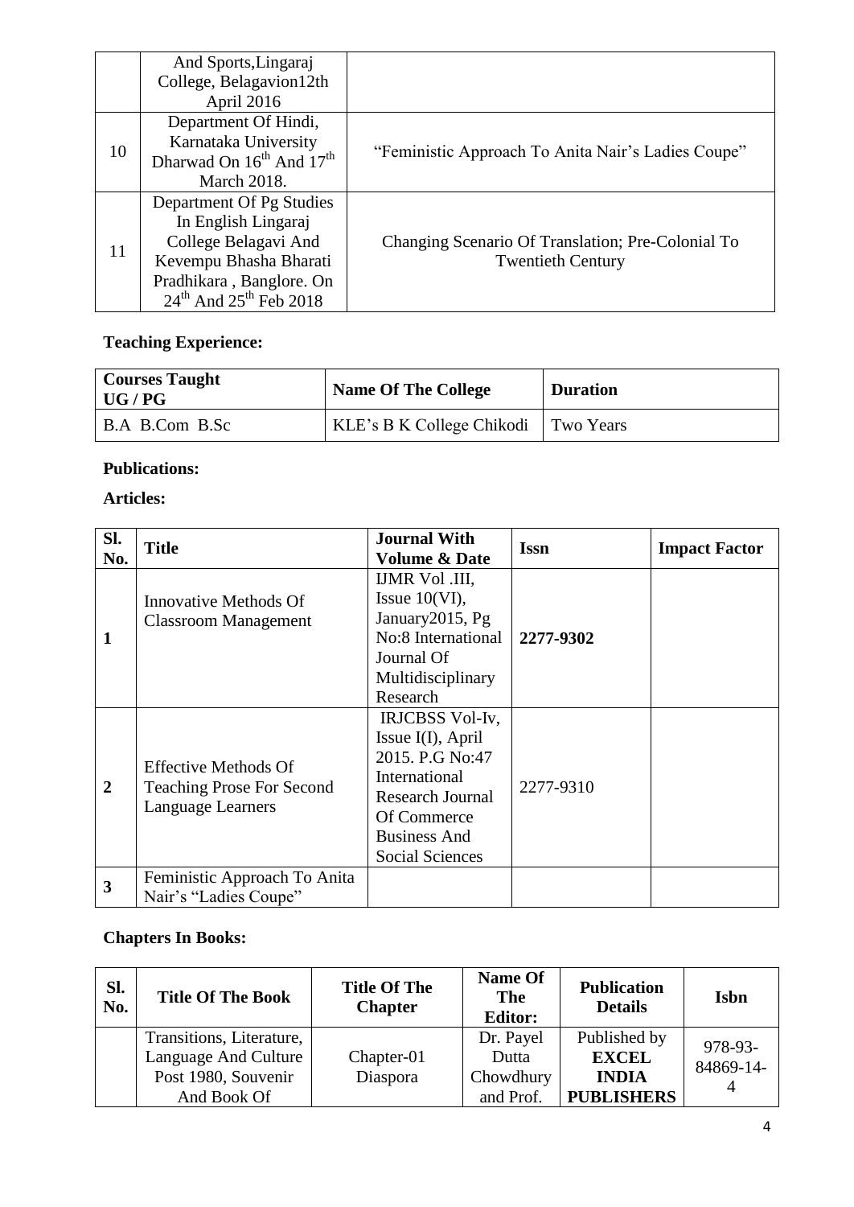|  |  |  |
|---|---|---|
|  | And Sports,Lingaraj College, Belagavion12th April 2016 |  |
| 10 | Department Of Hindi, Karnataka University Dharwad On 16th And 17th March 2018. | "Feministic Approach To Anita Nair's Ladies Coupe" |
| 11 | Department Of Pg Studies In English Lingaraj College Belagavi And Kevempu Bhasha Bharati Pradhikara , Banglore. On 24th And 25th Feb 2018 | Changing Scenario Of Translation; Pre-Colonial To Twentieth Century |

**Teaching Experience:**

| Courses Taught UG / PG | Name Of The College | Duration |
|---|---|---|
| B.A B.Com B.Sc | KLE's B K College Chikodi | Two Years |

**Publications:**

**Articles:**

| Sl. No. | Title | Journal With Volume & Date | Issn | Impact Factor |
|---|---|---|---|---|
| **1** | Innovative Methods Of Classroom Management | IJMR Vol .III, Issue 10(VI), January2015, Pg No:8 International Journal Of Multidisciplinary Research | **2277-9302** |  |
| **2** | Effective Methods Of Teaching Prose For Second Language Learners | IRJCBSS Vol-Iv, Issue I(I), April 2015. P.G No:47 International Research Journal Of Commerce Business And Social Sciences | 2277-9310 |  |
| **3** | Feministic Approach To Anita Nair's "Ladies Coupe" |  |  |  |

**Chapters In Books:**

| Sl. No. | Title Of The Book | Title Of The Chapter | Name Of The Editor: | Publication Details | Isbn |
|---|---|---|---|---|---|
|  | Transitions, Literature, Language And Culture Post 1980, Souvenir And Book Of | Chapter-01 Diaspora | Dr. Payel Dutta Chowdhury and Prof. | Published by **EXCEL INDIA PUBLISHERS** | 978-93-84869-14-4 |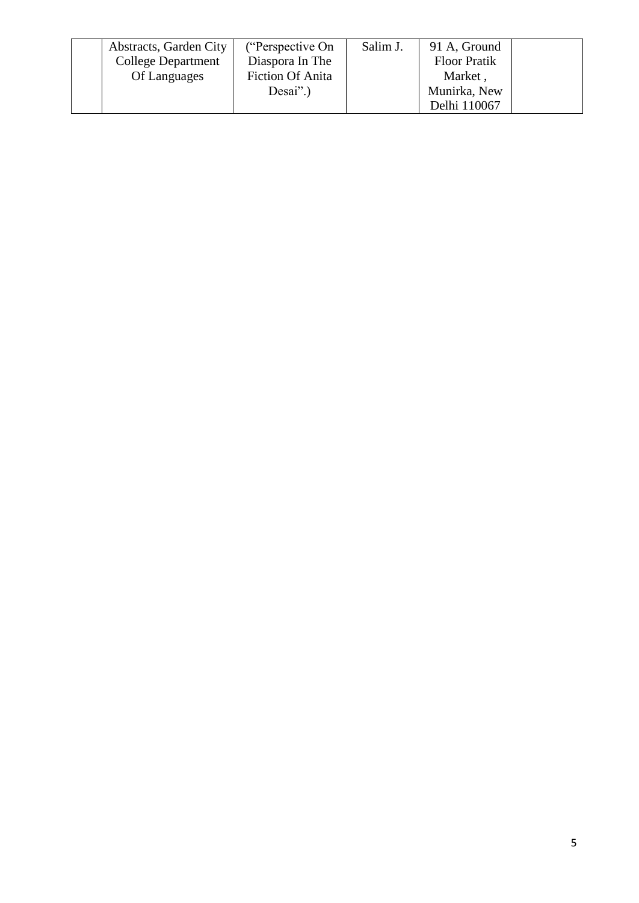| | | | | | |
|---|---|---|---|---|---|
| | Abstracts, Garden City College Department Of Languages | ("Perspective On Diaspora In The Fiction Of Anita Desai".) | Salim J. | 91 A, Ground Floor Pratik Market , Munirka, New Delhi 110067 | |